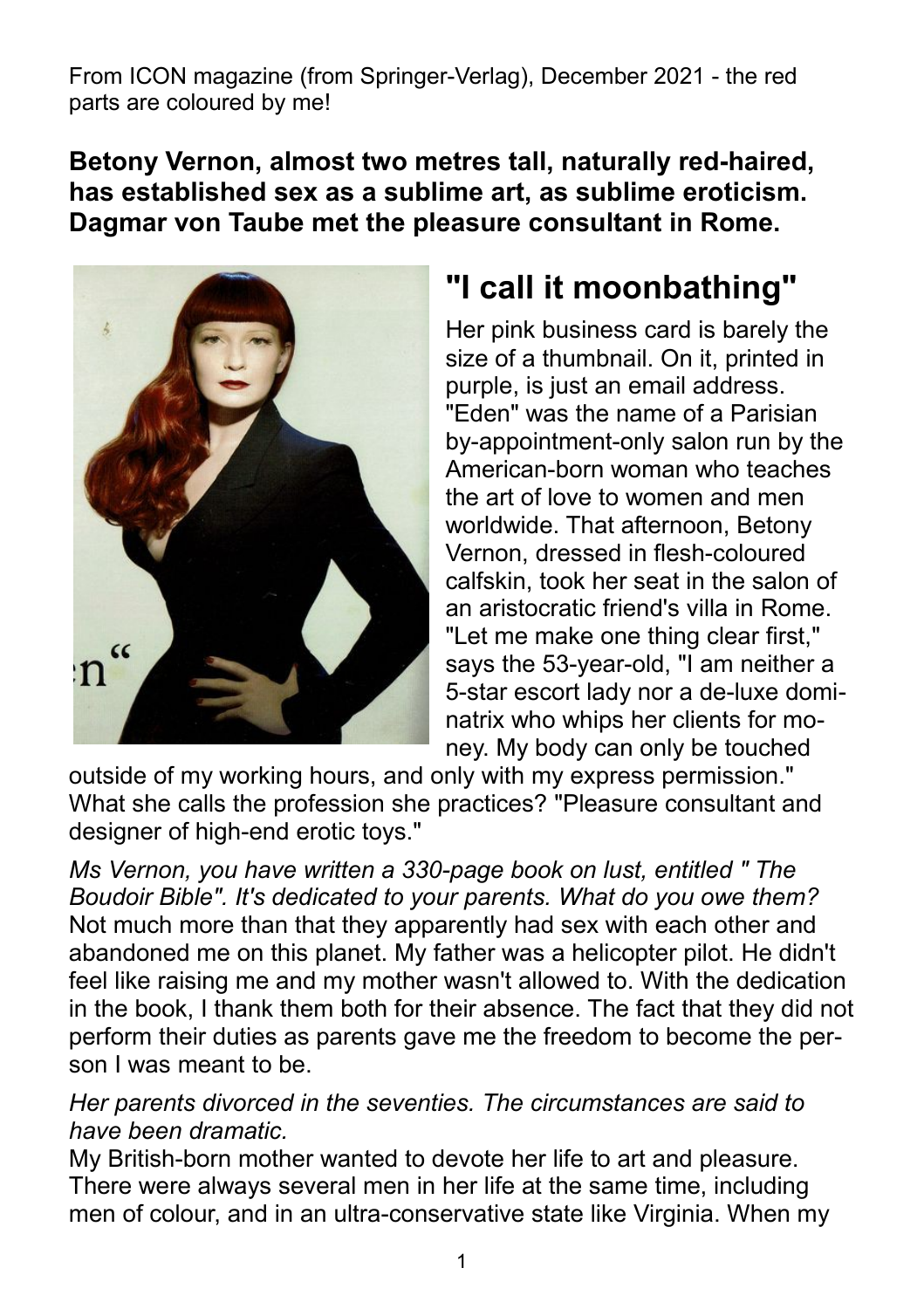From ICON magazine (from Springer-Verlag), December 2021 - the red parts are coloured by me!

**Betony Vernon, almost two metres tall, naturally red-haired, has established sex as a sublime art, as sublime eroticism. Dagmar von Taube met the pleasure consultant in Rome.**

# "I call it moonbathing"

Her pink business card is barely the size of a thumbnail. On it, printed in purple, is just an email address. "Eden" was the name of a Parisian by-appointment-only salon run by the American-born woman who teaches the art of love to women and men worldwide. That afternoon, Betony Vernon, dressed in flesh-coloured calfskin, took her seat in the salon of an aristocratic friend's villa in Rome. "Let me make one thing clear first," says the 53-year-old, "I am neither a 5-star escort lady nor a de-luxe dominatrix who whips her clients for money. My body can only be touched outside of my working hours, and only with my express permission." What she calls the profession she practices? "Pleasure consultant and designer of high-end erotic toys."

*Ms Vernon, you have written a 330-page book on lust, entitled " The Boudoir Bible". It's dedicated to your parents. What do you owe them?*
Not much more than that they apparently had sex with each other and abandoned me on this planet. My father was a helicopter pilot. He didn't feel like raising me and my mother wasn't allowed to. With the dedication in the book, I thank them both for their absence. The fact that they did not perform their duties as parents gave me the freedom to become the person I was meant to be.

*Her parents divorced in the seventies. The circumstances are said to have been dramatic.*
My British-born mother wanted to devote her life to art and pleasure. There were always several men in her life at the same time, including men of colour, and in an ultra-conservative state like Virginia. When my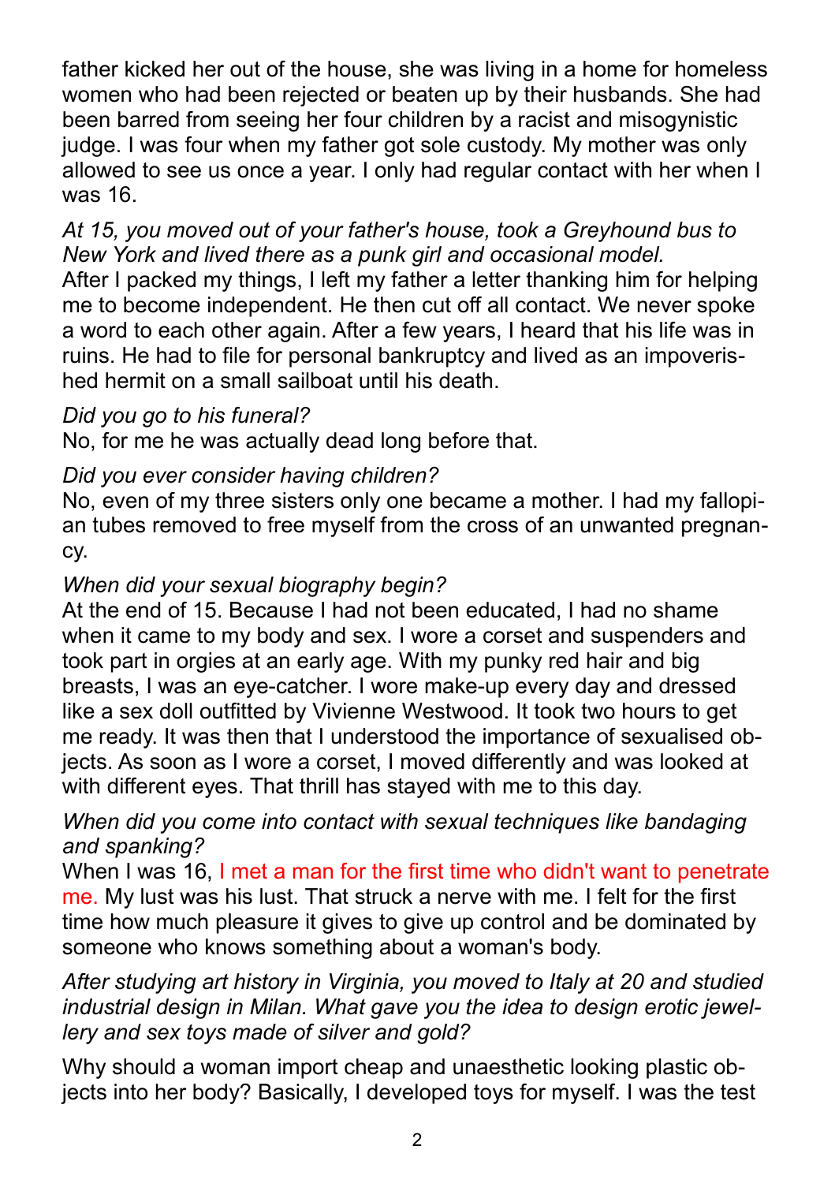father kicked her out of the house, she was living in a home for homeless women who had been rejected or beaten up by their husbands. She had been barred from seeing her four children by a racist and misogynistic judge. I was four when my father got sole custody. My mother was only allowed to see us once a year. I only had regular contact with her when I was 16.

*At 15, you moved out of your father's house, took a Greyhound bus to New York and lived there as a punk girl and occasional model.*
After I packed my things, I left my father a letter thanking him for helping me to become independent. He then cut off all contact. We never spoke a word to each other again. After a few years, I heard that his life was in ruins. He had to file for personal bankruptcy and lived as an impoverished hermit on a small sailboat until his death.

*Did you go to his funeral?*
No, for me he was actually dead long before that.

*Did you ever consider having children?*
No, even of my three sisters only one became a mother. I had my fallopian tubes removed to free myself from the cross of an unwanted pregnancy.

*When did your sexual biography begin?*
At the end of 15. Because I had not been educated, I had no shame when it came to my body and sex. I wore a corset and suspenders and took part in orgies at an early age. With my punky red hair and big breasts, I was an eye-catcher. I wore make-up every day and dressed like a sex doll outfitted by Vivienne Westwood. It took two hours to get me ready. It was then that I understood the importance of sexualised objects. As soon as I wore a corset, I moved differently and was looked at with different eyes. That thrill has stayed with me to this day.

*When did you come into contact with sexual techniques like bandaging and spanking?*
When I was 16, I met a man for the first time who didn't want to penetrate me. My lust was his lust. That struck a nerve with me. I felt for the first time how much pleasure it gives to give up control and be dominated by someone who knows something about a woman's body.

*After studying art history in Virginia, you moved to Italy at 20 and studied industrial design in Milan. What gave you the idea to design erotic jewellery and sex toys made of silver and gold?*

Why should a woman import cheap and unaesthetic looking plastic objects into her body? Basically, I developed toys for myself. I was the test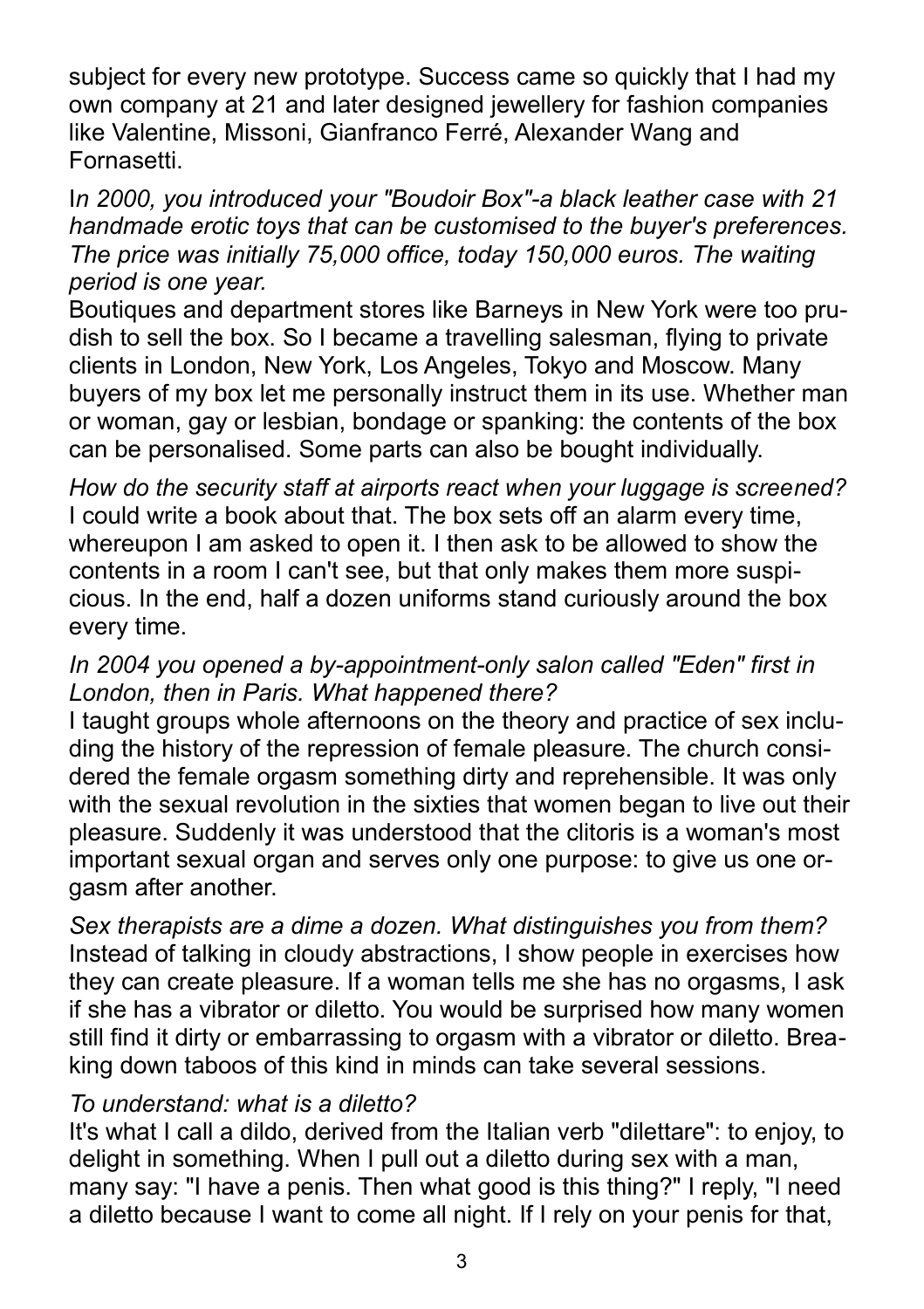subject for every new prototype. Success came so quickly that I had my own company at 21 and later designed jewellery for fashion companies like Valentine, Missoni, Gianfranco Ferré, Alexander Wang and Fornasetti.

I*n 2000, you introduced your "Boudoir Box"-a black leather case with 21 handmade erotic toys that can be customised to the buyer's preferences. The price was initially 75,000 office, today 150,000 euros. The waiting period is one year.*

Boutiques and department stores like Barneys in New York were too prudish to sell the box. So I became a travelling salesman, flying to private clients in London, New York, Los Angeles, Tokyo and Moscow. Many buyers of my box let me personally instruct them in its use. Whether man or woman, gay or lesbian, bondage or spanking: the contents of the box can be personalised. Some parts can also be bought individually.

*How do the security staff at airports react when your luggage is screened?*

I could write a book about that. The box sets off an alarm every time, whereupon I am asked to open it. I then ask to be allowed to show the contents in a room I can't see, but that only makes them more suspicious. In the end, half a dozen uniforms stand curiously around the box every time.

*In 2004 you opened a by-appointment-only salon called "Eden" first in London, then in Paris. What happened there?*

I taught groups whole afternoons on the theory and practice of sex including the history of the repression of female pleasure. The church considered the female orgasm something dirty and reprehensible. It was only with the sexual revolution in the sixties that women began to live out their pleasure. Suddenly it was understood that the clitoris is a woman's most important sexual organ and serves only one purpose: to give us one orgasm after another.

*Sex therapists are a dime a dozen. What distinguishes you from them?*

Instead of talking in cloudy abstractions, I show people in exercises how they can create pleasure. If a woman tells me she has no orgasms, I ask if she has a vibrator or diletto. You would be surprised how many women still find it dirty or embarrassing to orgasm with a vibrator or diletto. Breaking down taboos of this kind in minds can take several sessions.

*To understand: what is a diletto?*

It's what I call a dildo, derived from the Italian verb "dilettare": to enjoy, to delight in something. When I pull out a diletto during sex with a man, many say: "I have a penis. Then what good is this thing?" I reply, "I need a diletto because I want to come all night. If I rely on your penis for that,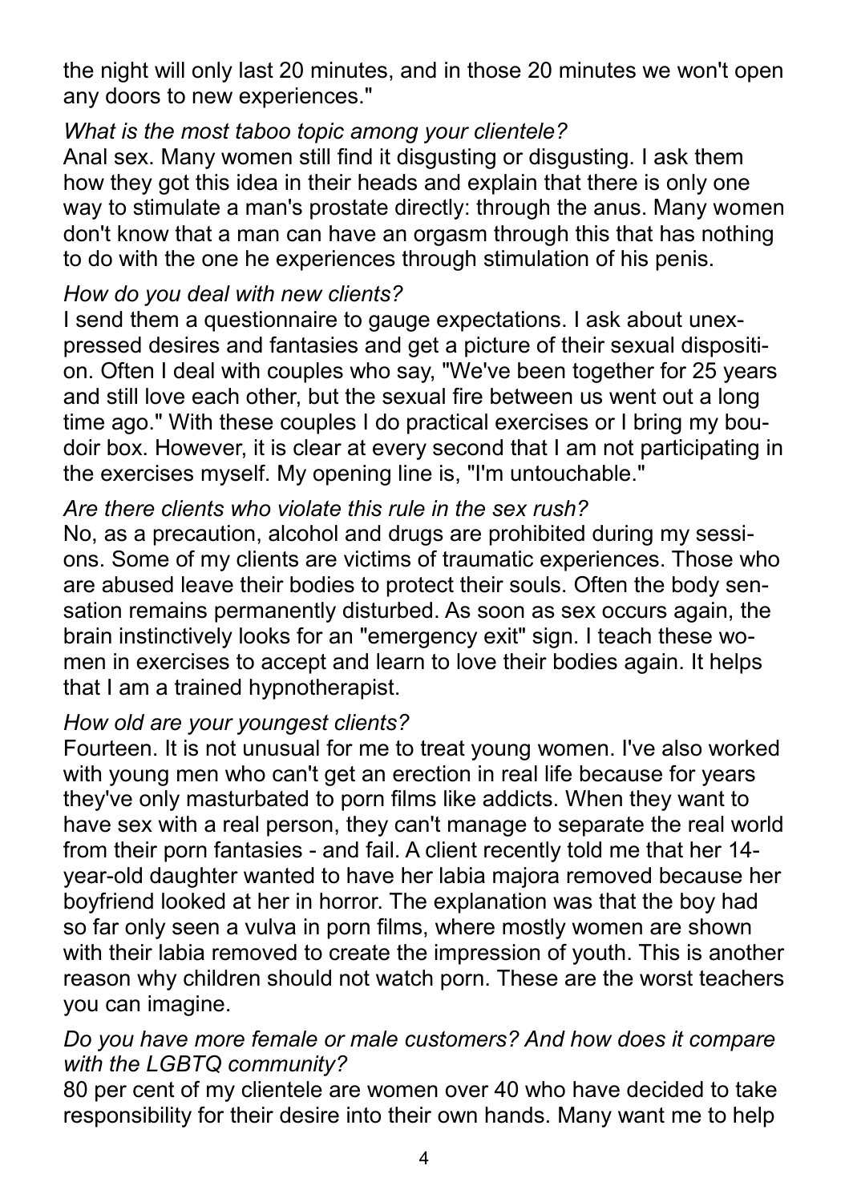the night will only last 20 minutes, and in those 20 minutes we won't open any doors to new experiences."

*What is the most taboo topic among your clientele?*

Anal sex. Many women still find it disgusting or disgusting. I ask them how they got this idea in their heads and explain that there is only one way to stimulate a man's prostate directly: through the anus. Many women don't know that a man can have an orgasm through this that has nothing to do with the one he experiences through stimulation of his penis.

*How do you deal with new clients?*

I send them a questionnaire to gauge expectations. I ask about unexpressed desires and fantasies and get a picture of their sexual disposition. Often I deal with couples who say, "We've been together for 25 years and still love each other, but the sexual fire between us went out a long time ago." With these couples I do practical exercises or I bring my boudoir box. However, it is clear at every second that I am not participating in the exercises myself. My opening line is, "I'm untouchable."

*Are there clients who violate this rule in the sex rush?*

No, as a precaution, alcohol and drugs are prohibited during my sessions. Some of my clients are victims of traumatic experiences. Those who are abused leave their bodies to protect their souls. Often the body sensation remains permanently disturbed. As soon as sex occurs again, the brain instinctively looks for an "emergency exit" sign. I teach these women in exercises to accept and learn to love their bodies again. It helps that I am a trained hypnotherapist.

*How old are your youngest clients?*

Fourteen. It is not unusual for me to treat young women. I've also worked with young men who can't get an erection in real life because for years they've only masturbated to porn films like addicts. When they want to have sex with a real person, they can't manage to separate the real world from their porn fantasies - and fail. A client recently told me that her 14-year-old daughter wanted to have her labia majora removed because her boyfriend looked at her in horror. The explanation was that the boy had so far only seen a vulva in porn films, where mostly women are shown with their labia removed to create the impression of youth. This is another reason why children should not watch porn. These are the worst teachers you can imagine.

*Do you have more female or male customers? And how does it compare with the LGBTQ community?*

80 per cent of my clientele are women over 40 who have decided to take responsibility for their desire into their own hands. Many want me to help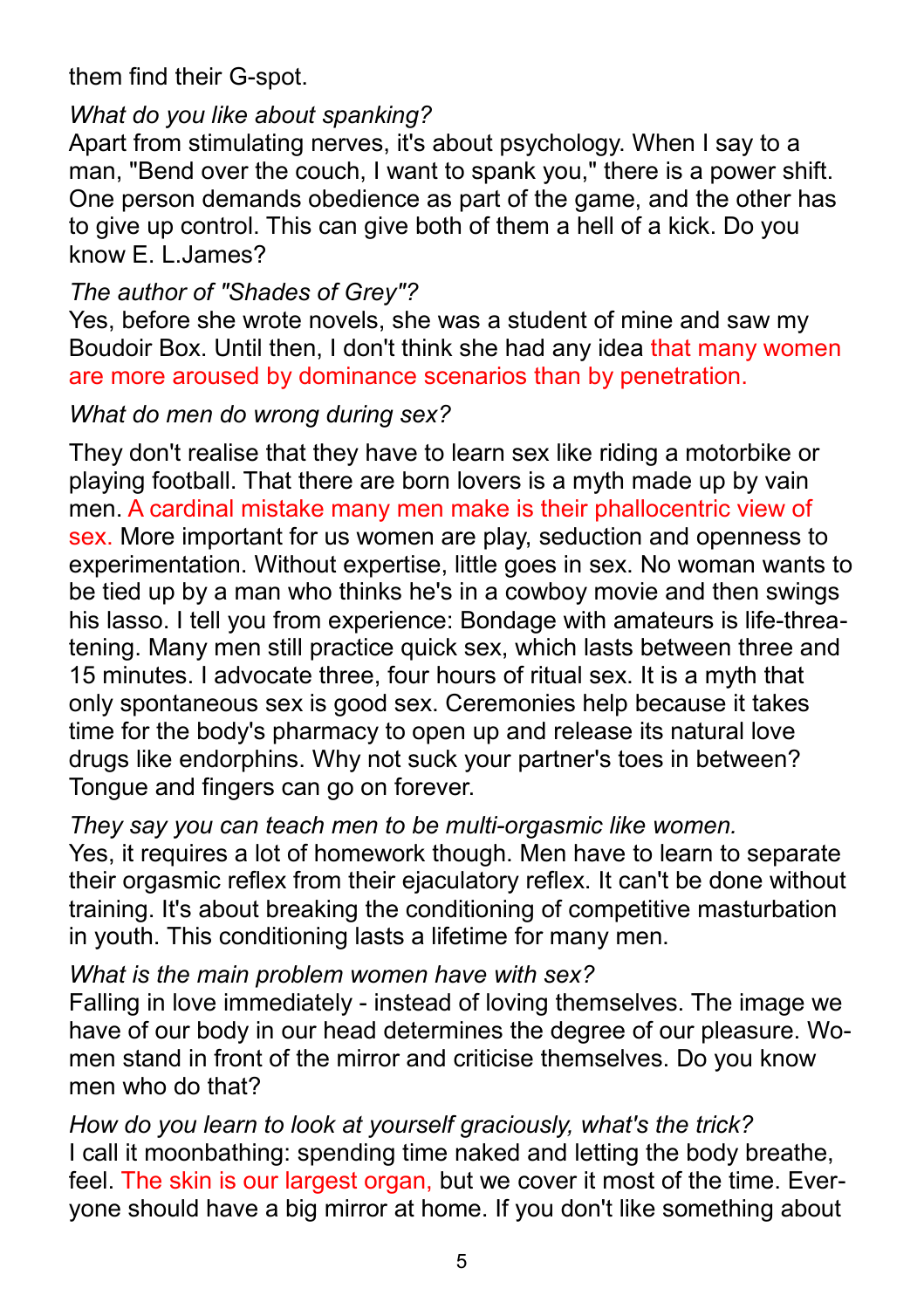them find their G-spot.

*What do you like about spanking?*
Apart from stimulating nerves, it's about psychology. When I say to a man, "Bend over the couch, I want to spank you," there is a power shift. One person demands obedience as part of the game, and the other has to give up control. This can give both of them a hell of a kick. Do you know E. L.James?

*The author of "Shades of Grey"?*
Yes, before she wrote novels, she was a student of mine and saw my Boudoir Box. Until then, I don't think she had any idea that many women are more aroused by dominance scenarios than by penetration.

*What do men do wrong during sex?*

They don't realise that they have to learn sex like riding a motorbike or playing football. That there are born lovers is a myth made up by vain men. A cardinal mistake many men make is their phallocentric view of sex. More important for us women are play, seduction and openness to experimentation. Without expertise, little goes in sex. No woman wants to be tied up by a man who thinks he's in a cowboy movie and then swings his lasso. I tell you from experience: Bondage with amateurs is life-threatening. Many men still practice quick sex, which lasts between three and 15 minutes. I advocate three, four hours of ritual sex. It is a myth that only spontaneous sex is good sex. Ceremonies help because it takes time for the body's pharmacy to open up and release its natural love drugs like endorphins. Why not suck your partner's toes in between? Tongue and fingers can go on forever.

*They say you can teach men to be multi-orgasmic like women.*
Yes, it requires a lot of homework though. Men have to learn to separate their orgasmic reflex from their ejaculatory reflex. It can't be done without training. It's about breaking the conditioning of competitive masturbation in youth. This conditioning lasts a lifetime for many men.

*What is the main problem women have with sex?*
Falling in love immediately - instead of loving themselves. The image we have of our body in our head determines the degree of our pleasure. Women stand in front of the mirror and criticise themselves. Do you know men who do that?

*How do you learn to look at yourself graciously, what's the trick?*
I call it moonbathing: spending time naked and letting the body breathe, feel. The skin is our largest organ, but we cover it most of the time. Everyone should have a big mirror at home. If you don't like something about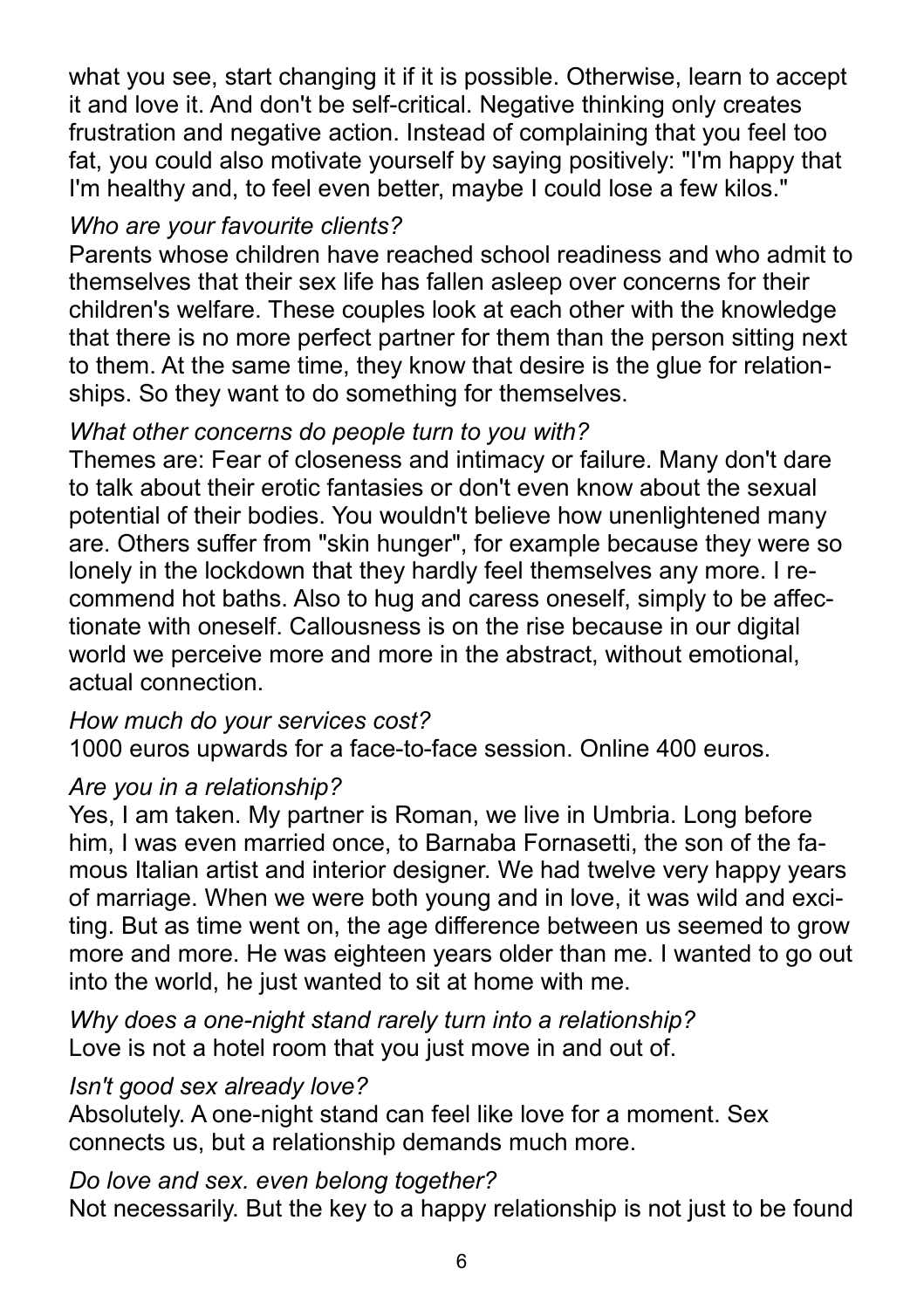what you see, start changing it if it is possible. Otherwise, learn to accept it and love it. And don't be self-critical. Negative thinking only creates frustration and negative action. Instead of complaining that you feel too fat, you could also motivate yourself by saying positively: "I'm happy that I'm healthy and, to feel even better, maybe I could lose a few kilos."

*Who are your favourite clients?*

Parents whose children have reached school readiness and who admit to themselves that their sex life has fallen asleep over concerns for their children's welfare. These couples look at each other with the knowledge that there is no more perfect partner for them than the person sitting next to them. At the same time, they know that desire is the glue for relationships. So they want to do something for themselves.

*What other concerns do people turn to you with?*

Themes are: Fear of closeness and intimacy or failure. Many don't dare to talk about their erotic fantasies or don't even know about the sexual potential of their bodies. You wouldn't believe how unenlightened many are. Others suffer from "skin hunger", for example because they were so lonely in the lockdown that they hardly feel themselves any more. I recommend hot baths. Also to hug and caress oneself, simply to be affectionate with oneself. Callousness is on the rise because in our digital world we perceive more and more in the abstract, without emotional, actual connection.

*How much do your services cost?*

1000 euros upwards for a face-to-face session. Online 400 euros.

*Are you in a relationship?*

Yes, I am taken. My partner is Roman, we live in Umbria. Long before him, I was even married once, to Barnaba Fornasetti, the son of the famous Italian artist and interior designer. We had twelve very happy years of marriage. When we were both young and in love, it was wild and exciting. But as time went on, the age difference between us seemed to grow more and more. He was eighteen years older than me. I wanted to go out into the world, he just wanted to sit at home with me.

*Why does a one-night stand rarely turn into a relationship?*

Love is not a hotel room that you just move in and out of.

*Isn't good sex already love?*

Absolutely. A one-night stand can feel like love for a moment. Sex connects us, but a relationship demands much more.

*Do love and sex. even belong together?*

Not necessarily. But the key to a happy relationship is not just to be found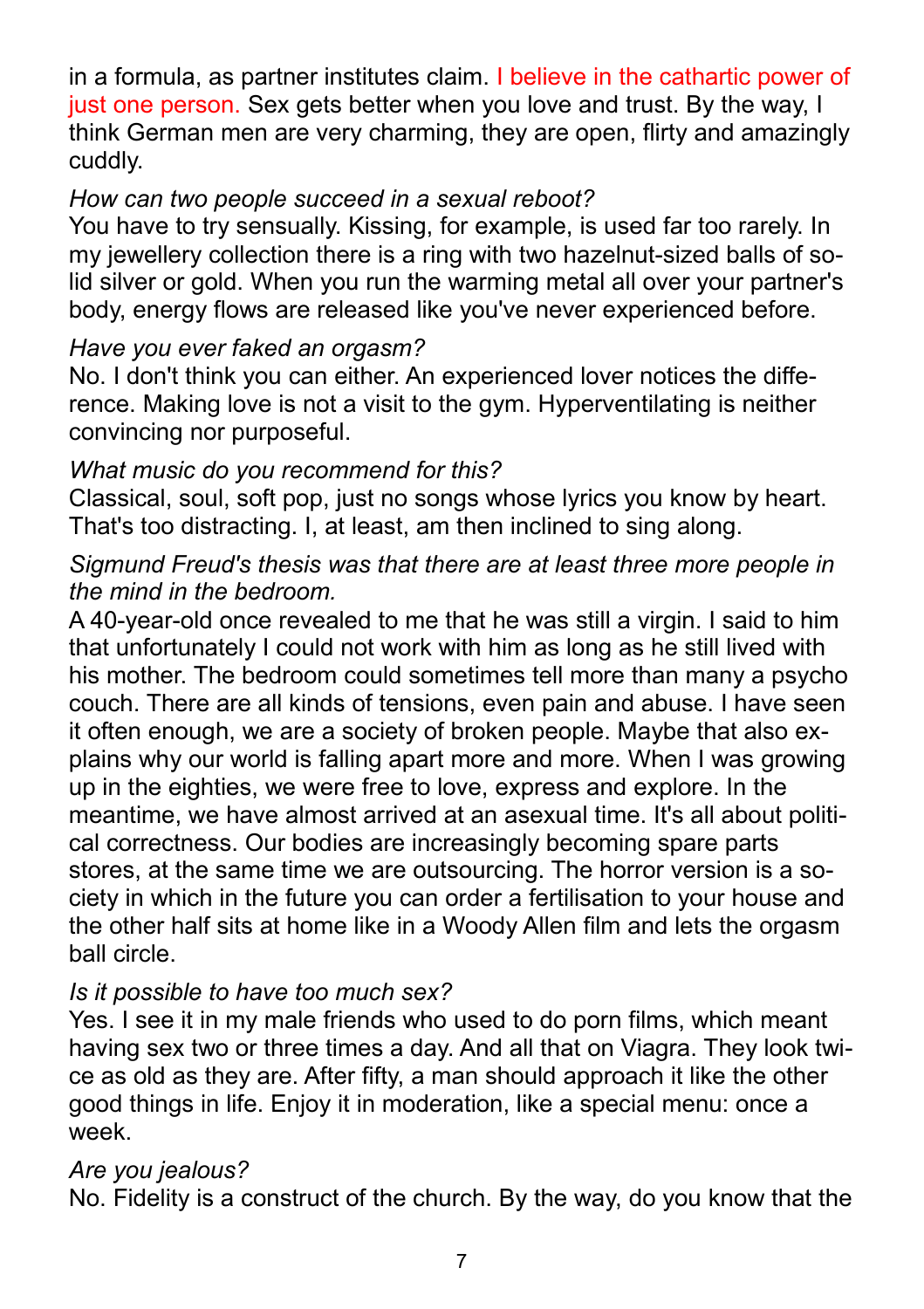in a formula, as partner institutes claim. I believe in the cathartic power of just one person. Sex gets better when you love and trust. By the way, I think German men are very charming, they are open, flirty and amazingly cuddly.

*How can two people succeed in a sexual reboot?*

You have to try sensually. Kissing, for example, is used far too rarely. In my jewellery collection there is a ring with two hazelnut-sized balls of solid silver or gold. When you run the warming metal all over your partner's body, energy flows are released like you've never experienced before.

*Have you ever faked an orgasm?*

No. I don't think you can either. An experienced lover notices the difference. Making love is not a visit to the gym. Hyperventilating is neither convincing nor purposeful.

*What music do you recommend for this?*

Classical, soul, soft pop, just no songs whose lyrics you know by heart. That's too distracting. I, at least, am then inclined to sing along.

*Sigmund Freud's thesis was that there are at least three more people in the mind in the bedroom.*

A 40-year-old once revealed to me that he was still a virgin. I said to him that unfortunately I could not work with him as long as he still lived with his mother. The bedroom could sometimes tell more than many a psycho couch. There are all kinds of tensions, even pain and abuse. I have seen it often enough, we are a society of broken people. Maybe that also explains why our world is falling apart more and more. When I was growing up in the eighties, we were free to love, express and explore. In the meantime, we have almost arrived at an asexual time. It's all about political correctness. Our bodies are increasingly becoming spare parts stores, at the same time we are outsourcing. The horror version is a society in which in the future you can order a fertilisation to your house and the other half sits at home like in a Woody Allen film and lets the orgasm ball circle.

*Is it possible to have too much sex?*

Yes. I see it in my male friends who used to do porn films, which meant having sex two or three times a day. And all that on Viagra. They look twice as old as they are. After fifty, a man should approach it like the other good things in life. Enjoy it in moderation, like a special menu: once a week.

*Are you jealous?*

No. Fidelity is a construct of the church. By the way, do you know that the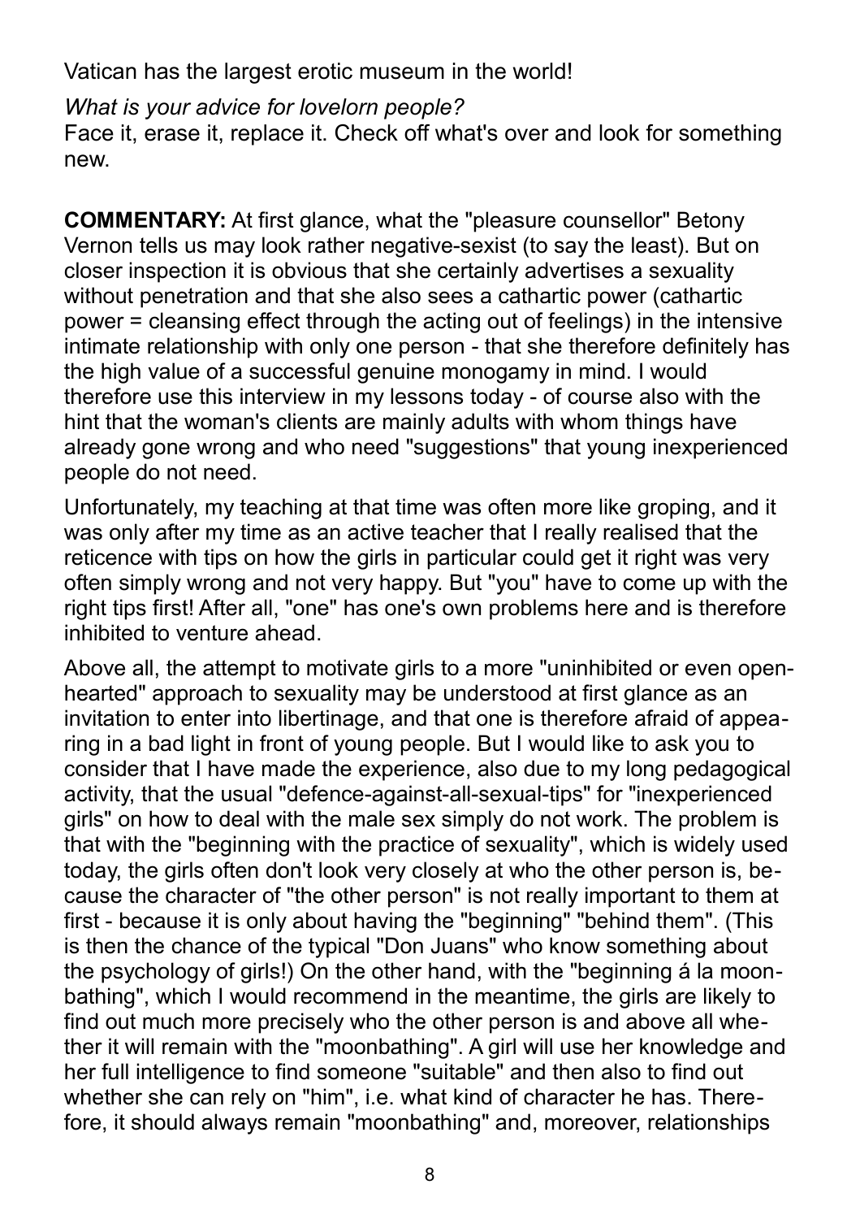Vatican has the largest erotic museum in the world!

*What is your advice for lovelorn people?*
Face it, erase it, replace it. Check off what's over and look for something new.

**COMMENTARY:** At first glance, what the "pleasure counsellor" Betony Vernon tells us may look rather negative-sexist (to say the least). But on closer inspection it is obvious that she certainly advertises a sexuality without penetration and that she also sees a cathartic power (cathartic power = cleansing effect through the acting out of feelings) in the intensive intimate relationship with only one person - that she therefore definitely has the high value of a successful genuine monogamy in mind. I would therefore use this interview in my lessons today - of course also with the hint that the woman's clients are mainly adults with whom things have already gone wrong and who need "suggestions" that young inexperienced people do not need.

Unfortunately, my teaching at that time was often more like groping, and it was only after my time as an active teacher that I really realised that the reticence with tips on how the girls in particular could get it right was very often simply wrong and not very happy. But "you" have to come up with the right tips first! After all, "one" has one's own problems here and is therefore inhibited to venture ahead.

Above all, the attempt to motivate girls to a more "uninhibited or even openhearted" approach to sexuality may be understood at first glance as an invitation to enter into libertinage, and that one is therefore afraid of appearing in a bad light in front of young people. But I would like to ask you to consider that I have made the experience, also due to my long pedagogical activity, that the usual "defence-against-all-sexual-tips" for "inexperienced girls" on how to deal with the male sex simply do not work. The problem is that with the "beginning with the practice of sexuality", which is widely used today, the girls often don't look very closely at who the other person is, because the character of "the other person" is not really important to them at first - because it is only about having the "beginning" "behind them". (This is then the chance of the typical "Don Juans" who know something about the psychology of girls!) On the other hand, with the "beginning á la moonbathing", which I would recommend in the meantime, the girls are likely to find out much more precisely who the other person is and above all whether it will remain with the "moonbathing". A girl will use her knowledge and her full intelligence to find someone "suitable" and then also to find out whether she can rely on "him", i.e. what kind of character he has. Therefore, it should always remain "moonbathing" and, moreover, relationships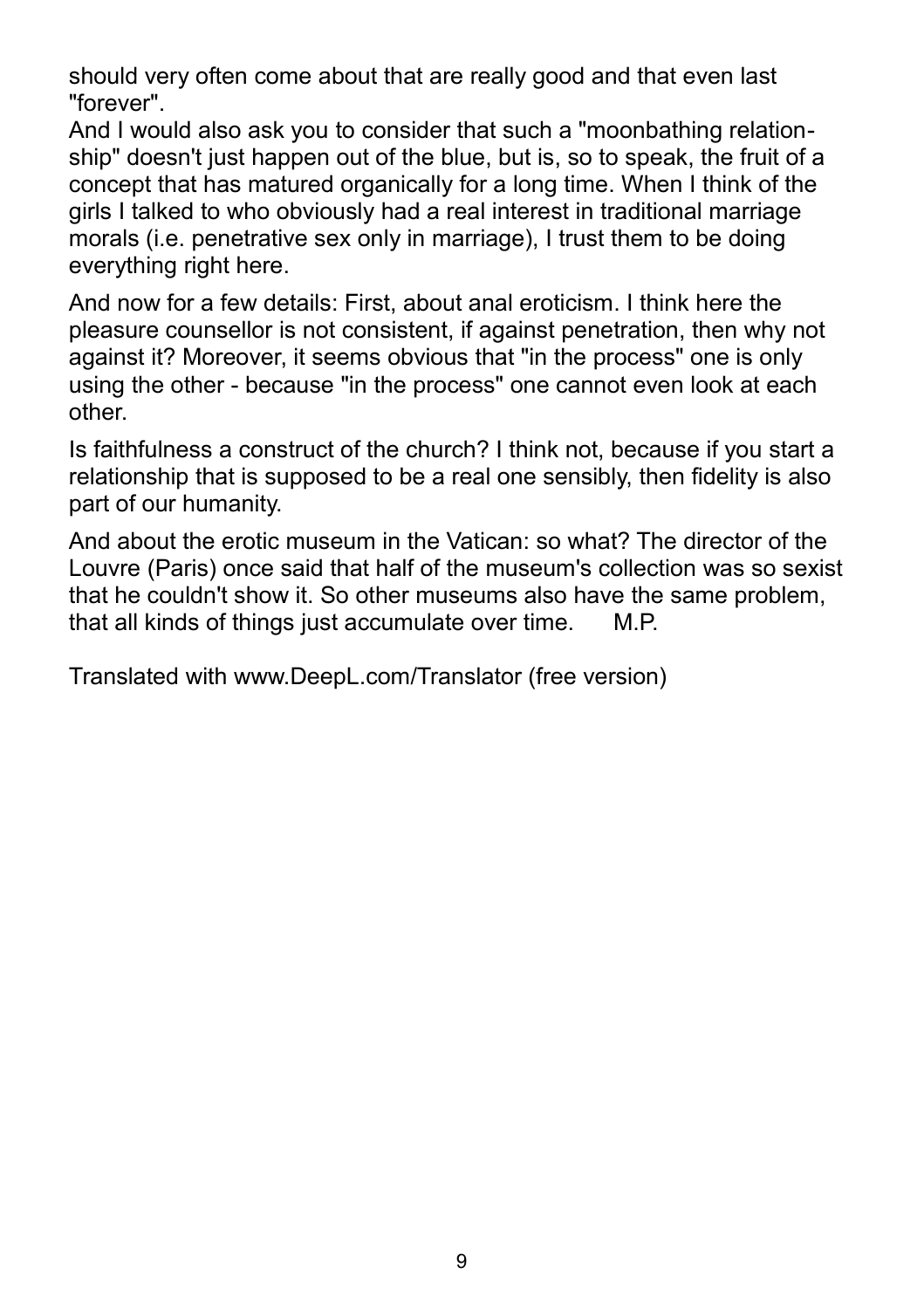should very often come about that are really good and that even last "forever".

And I would also ask you to consider that such a "moonbathing relationship" doesn't just happen out of the blue, but is, so to speak, the fruit of a concept that has matured organically for a long time. When I think of the girls I talked to who obviously had a real interest in traditional marriage morals (i.e. penetrative sex only in marriage), I trust them to be doing everything right here.

And now for a few details: First, about anal eroticism. I think here the pleasure counsellor is not consistent, if against penetration, then why not against it? Moreover, it seems obvious that "in the process" one is only using the other - because "in the process" one cannot even look at each other.

Is faithfulness a construct of the church? I think not, because if you start a relationship that is supposed to be a real one sensibly, then fidelity is also part of our humanity.

And about the erotic museum in the Vatican: so what? The director of the Louvre (Paris) once said that half of the museum's collection was so sexist that he couldn't show it. So other museums also have the same problem, that all kinds of things just accumulate over time. M.P.

Translated with www.DeepL.com/Translator (free version)